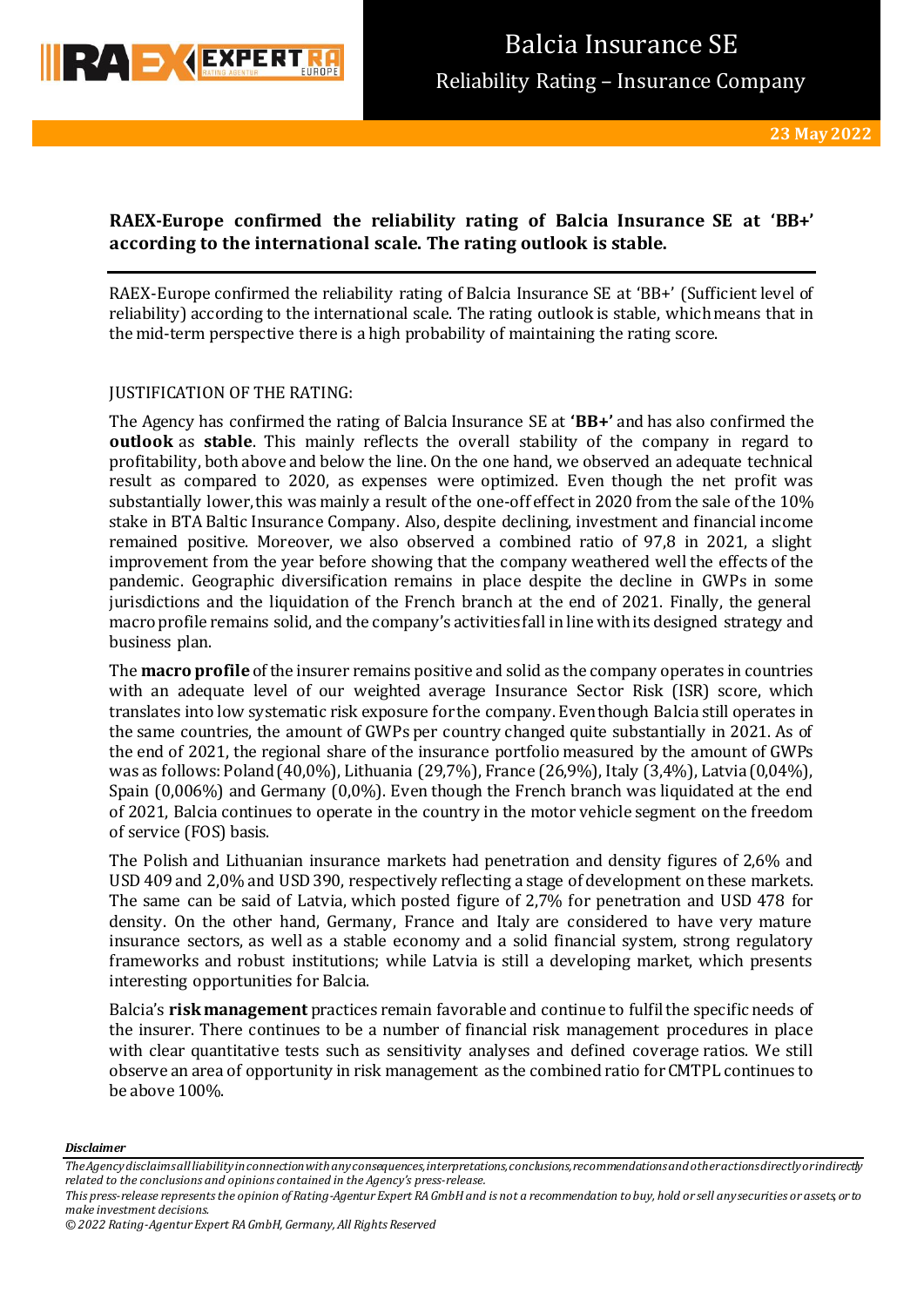# Balcia Insurance SE

Reliability Rating – Insurance Company

23 May 2022

**RAEX-Europe confirmed the reliability rating of Balcia Insurance SE at 'BB+' according to the international scale. The rating outlook is stable.**

RAEX-Europe confirmed the reliability rating of Balcia Insurance SE at 'BB+' (Sufficient level of reliability) according to the international scale. The rating outlook is stable, which means that in the mid-term perspective there is a high probability of maintaining the rating score.

JUSTIFICATION OF THE RATING:

The Agency has confirmed the rating of Balcia Insurance SE at **'BB+'** and has also confirmed the **outlook** as **stable**. This mainly reflects the overall stability of the company in regard to profitability, both above and below the line. On the one hand, we observed an adequate technical result as compared to 2020, as expenses were optimized. Even though the net profit was substantially lower, this was mainly a result of the one-off effect in 2020 from the sale of the 10% stake in BTA Baltic Insurance Company. Also, despite declining, investment and financial income remained positive. Moreover, we also observed a combined ratio of 97,8 in 2021, a slight improvement from the year before showing that the company weathered well the effects of the pandemic. Geographic diversification remains in place despite the decline in GWPs in some jurisdictions and the liquidation of the French branch at the end of 2021. Finally, the general macro profile remains solid, and the company's activities fall in line with its designed strategy and business plan.

The **macro profile** of the insurer remains positive and solid as the company operates in countries with an adequate level of our weighted average Insurance Sector Risk (ISR) score, which translates into low systematic risk exposure for the company. Even though Balcia still operates in the same countries, the amount of GWPs per country changed quite substantially in 2021. As of the end of 2021, the regional share of the insurance portfolio measured by the amount of GWPs was as follows: Poland (40,0%), Lithuania (29,7%), France (26,9%), Italy (3,4%), Latvia (0,04%), Spain (0,006%) and Germany (0,0%). Even though the French branch was liquidated at the end of 2021, Balcia continues to operate in the country in the motor vehicle segment on the freedom of service (FOS) basis.

The Polish and Lithuanian insurance markets had penetration and density figures of 2,6% and USD 409 and 2,0% and USD 390, respectively reflecting a stage of development on these markets. The same can be said of Latvia, which posted figure of 2,7% for penetration and USD 478 for density. On the other hand, Germany, France and Italy are considered to have very mature insurance sectors, as well as a stable economy and a solid financial system, strong regulatory frameworks and robust institutions; while Latvia is still a developing market, which presents interesting opportunities for Balcia.

Balcia's **risk management** practices remain favorable and continue to fulfil the specific needs of the insurer. There continues to be a number of financial risk management procedures in place with clear quantitative tests such as sensitivity analyses and defined coverage ratios. We still observe an area of opportunity in risk management as the combined ratio for CMTPL continues to be above 100%.

***Disclaimer***

*The Agency disclaims all liability in connection with any consequences, interpretations, conclusions, recommendations and other actions directly or indirectly related to the conclusions and opinions contained in the Agency's press-release.*

*This press-release represents the opinion of Rating-Agentur Expert RA GmbH and is not a recommendation to buy, hold or sell any securities or assets, or to make investment decisions.*

*© 2022 Rating-Agentur Expert RA GmbH, Germany, All Rights Reserved*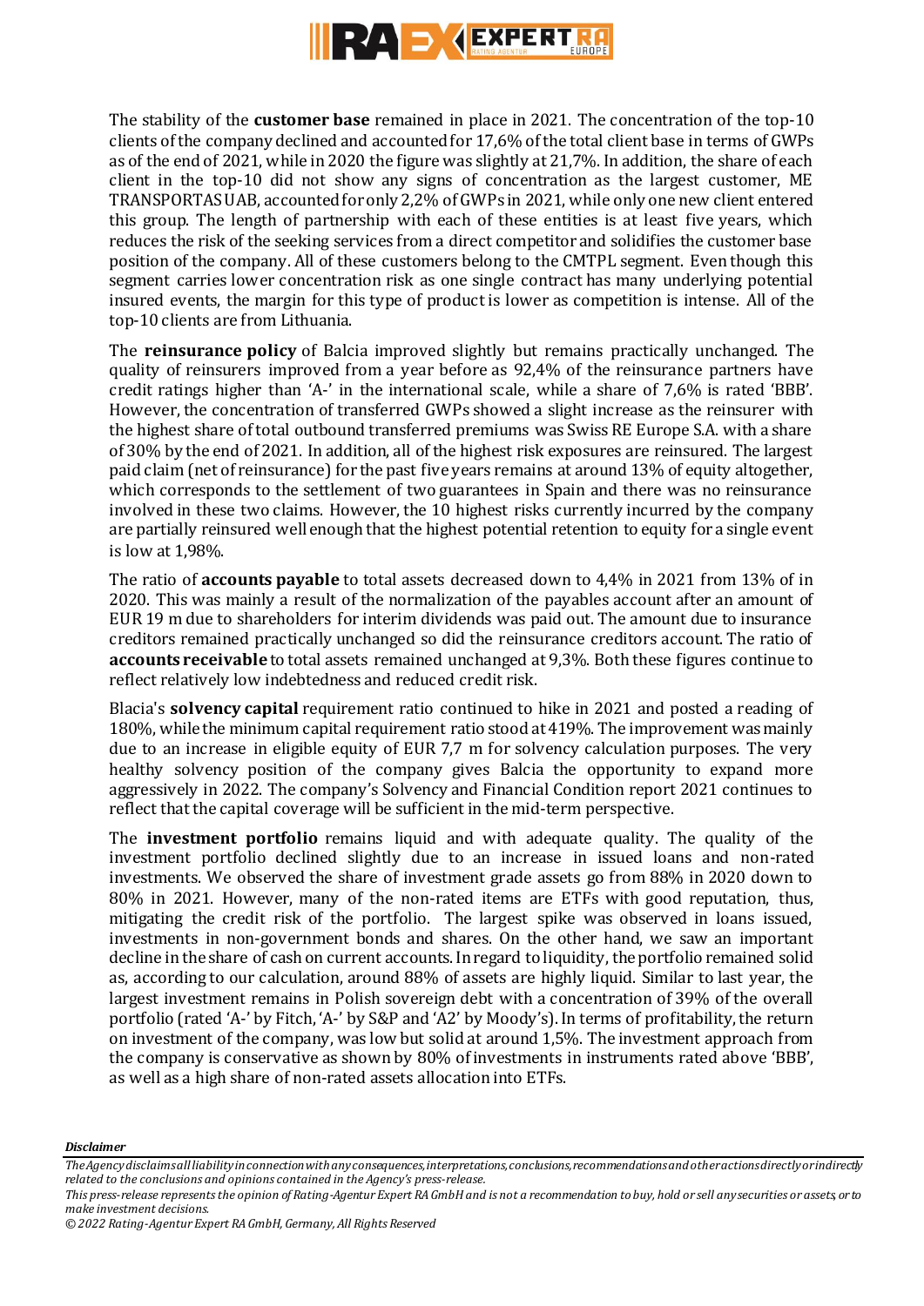The stability of the **customer base** remained in place in 2021. The concentration of the top-10 clients of the company declined and accounted for 17,6% of the total client base in terms of GWPs as of the end of 2021, while in 2020 the figure was slightly at 21,7%. In addition, the share of each client in the top-10 did not show any signs of concentration as the largest customer, ME TRANSPORTAS UAB, accounted for only 2,2% of GWPs in 2021, while only one new client entered this group. The length of partnership with each of these entities is at least five years, which reduces the risk of the seeking services from a direct competitor and solidifies the customer base position of the company. All of these customers belong to the CMTPL segment. Even though this segment carries lower concentration risk as one single contract has many underlying potential insured events, the margin for this type of product is lower as competition is intense. All of the top-10 clients are from Lithuania.

The **reinsurance policy** of Balcia improved slightly but remains practically unchanged. The quality of reinsurers improved from a year before as 92,4% of the reinsurance partners have credit ratings higher than 'A-' in the international scale, while a share of 7,6% is rated 'BBB'. However, the concentration of transferred GWPs showed a slight increase as the reinsurer with the highest share of total outbound transferred premiums was Swiss RE Europe S.A. with a share of 30% by the end of 2021. In addition, all of the highest risk exposures are reinsured. The largest paid claim (net of reinsurance) for the past five years remains at around 13% of equity altogether, which corresponds to the settlement of two guarantees in Spain and there was no reinsurance involved in these two claims. However, the 10 highest risks currently incurred by the company are partially reinsured well enough that the highest potential retention to equity for a single event is low at 1,98%.

The ratio of **accounts payable** to total assets decreased down to 4,4% in 2021 from 13% of in 2020. This was mainly a result of the normalization of the payables account after an amount of EUR 19 m due to shareholders for interim dividends was paid out. The amount due to insurance creditors remained practically unchanged so did the reinsurance creditors account. The ratio of **accounts receivable** to total assets remained unchanged at 9,3%. Both these figures continue to reflect relatively low indebtedness and reduced credit risk.

Blacia's **solvency capital** requirement ratio continued to hike in 2021 and posted a reading of 180%, while the minimum capital requirement ratio stood at 419%. The improvement was mainly due to an increase in eligible equity of EUR 7,7 m for solvency calculation purposes. The very healthy solvency position of the company gives Balcia the opportunity to expand more aggressively in 2022. The company's Solvency and Financial Condition report 2021 continues to reflect that the capital coverage will be sufficient in the mid-term perspective.

The **investment portfolio** remains liquid and with adequate quality. The quality of the investment portfolio declined slightly due to an increase in issued loans and non-rated investments. We observed the share of investment grade assets go from 88% in 2020 down to 80% in 2021. However, many of the non-rated items are ETFs with good reputation, thus, mitigating the credit risk of the portfolio. The largest spike was observed in loans issued, investments in non-government bonds and shares. On the other hand, we saw an important decline in the share of cash on current accounts. In regard to liquidity, the portfolio remained solid as, according to our calculation, around 88% of assets are highly liquid. Similar to last year, the largest investment remains in Polish sovereign debt with a concentration of 39% of the overall portfolio (rated 'A-' by Fitch, 'A-' by S&P and 'A2' by Moody's). In terms of profitability, the return on investment of the company, was low but solid at around 1,5%. The investment approach from the company is conservative as shown by 80% of investments in instruments rated above 'BBB', as well as a high share of non-rated assets allocation into ETFs.

***Disclaimer***

*The Agency disclaims all liability in connection with any consequences, interpretations, conclusions, recommendations and other actions directly or indirectly related to the conclusions and opinions contained in the Agency's press-release.*

*This press-release represents the opinion of Rating-Agentur Expert RA GmbH and is not a recommendation to buy, hold or sell any securities or assets, or to make investment decisions.*

*© 2022 Rating-Agentur Expert RA GmbH, Germany, All Rights Reserved*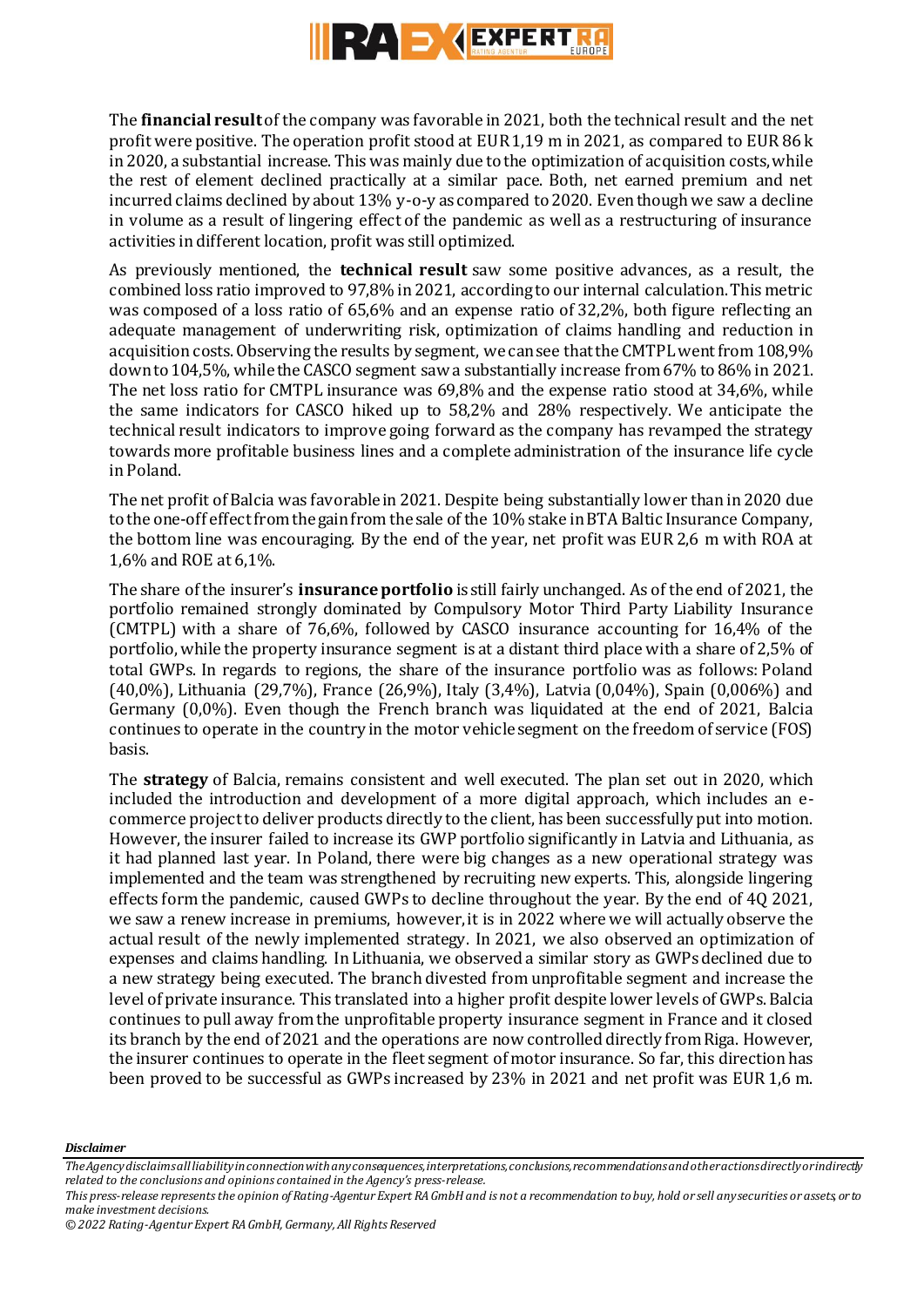The **financial result** of the company was favorable in 2021, both the technical result and the net profit were positive. The operation profit stood at EUR 1,19 m in 2021, as compared to EUR 86 k in 2020, a substantial increase. This was mainly due to the optimization of acquisition costs, while the rest of element declined practically at a similar pace. Both, net earned premium and net incurred claims declined by about 13% y-o-y as compared to 2020. Even though we saw a decline in volume as a result of lingering effect of the pandemic as well as a restructuring of insurance activities in different location, profit was still optimized.

As previously mentioned, the **technical result** saw some positive advances, as a result, the combined loss ratio improved to 97,8% in 2021, according to our internal calculation. This metric was composed of a loss ratio of 65,6% and an expense ratio of 32,2%, both figure reflecting an adequate management of underwriting risk, optimization of claims handling and reduction in acquisition costs. Observing the results by segment, we can see that the CMTPL went from 108,9% down to 104,5%, while the CASCO segment saw a substantially increase from 67% to 86% in 2021. The net loss ratio for CMTPL insurance was 69,8% and the expense ratio stood at 34,6%, while the same indicators for CASCO hiked up to 58,2% and 28% respectively. We anticipate the technical result indicators to improve going forward as the company has revamped the strategy towards more profitable business lines and a complete administration of the insurance life cycle in Poland.

The net profit of Balcia was favorable in 2021. Despite being substantially lower than in 2020 due to the one-off effect from the gain from the sale of the 10% stake in BTA Baltic Insurance Company, the bottom line was encouraging. By the end of the year, net profit was EUR 2,6 m with ROA at 1,6% and ROE at 6,1%.

The share of the insurer's **insurance portfolio** is still fairly unchanged. As of the end of 2021, the portfolio remained strongly dominated by Compulsory Motor Third Party Liability Insurance (CMTPL) with a share of 76,6%, followed by CASCO insurance accounting for 16,4% of the portfolio, while the property insurance segment is at a distant third place with a share of 2,5% of total GWPs. In regards to regions, the share of the insurance portfolio was as follows: Poland (40,0%), Lithuania (29,7%), France (26,9%), Italy (3,4%), Latvia (0,04%), Spain (0,006%) and Germany (0,0%). Even though the French branch was liquidated at the end of 2021, Balcia continues to operate in the country in the motor vehicle segment on the freedom of service (FOS) basis.

The **strategy** of Balcia, remains consistent and well executed. The plan set out in 2020, which included the introduction and development of a more digital approach, which includes an e-commerce project to deliver products directly to the client, has been successfully put into motion. However, the insurer failed to increase its GWP portfolio significantly in Latvia and Lithuania, as it had planned last year. In Poland, there were big changes as a new operational strategy was implemented and the team was strengthened by recruiting new experts. This, alongside lingering effects form the pandemic, caused GWPs to decline throughout the year. By the end of 4Q 2021, we saw a renew increase in premiums, however, it is in 2022 where we will actually observe the actual result of the newly implemented strategy. In 2021, we also observed an optimization of expenses and claims handling. In Lithuania, we observed a similar story as GWPs declined due to a new strategy being executed. The branch divested from unprofitable segment and increase the level of private insurance. This translated into a higher profit despite lower levels of GWPs. Balcia continues to pull away from the unprofitable property insurance segment in France and it closed its branch by the end of 2021 and the operations are now controlled directly from Riga. However, the insurer continues to operate in the fleet segment of motor insurance. So far, this direction has been proved to be successful as GWPs increased by 23% in 2021 and net profit was EUR 1,6 m.

*Disclaimer*

*The Agency disclaims all liability in connection with any consequences, interpretations, conclusions, recommendations and other actions directly or indirectly related to the conclusions and opinions contained in the Agency's press-release.*

*This press-release represents the opinion of Rating-Agentur Expert RA GmbH and is not a recommendation to buy, hold or sell any securities or assets, or to make investment decisions.*

*© 2022 Rating-Agentur Expert RA GmbH, Germany, All Rights Reserved*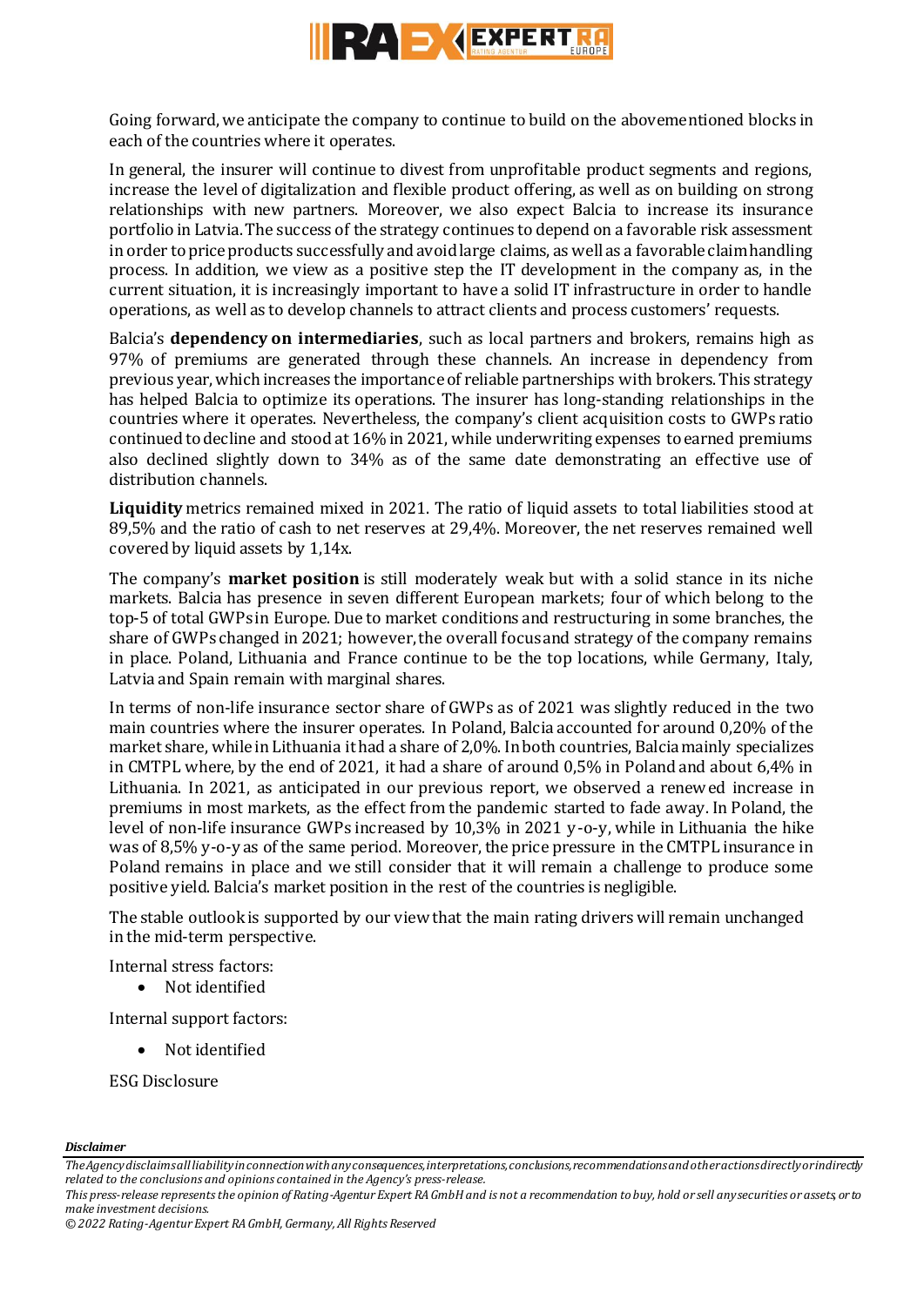Going forward, we anticipate the company to continue to build on the abovementioned blocks in each of the countries where it operates.

In general, the insurer will continue to divest from unprofitable product segments and regions, increase the level of digitalization and flexible product offering, as well as on building on strong relationships with new partners. Moreover, we also expect Balcia to increase its insurance portfolio in Latvia. The success of the strategy continues to depend on a favorable risk assessment in order to price products successfully and avoid large claims, as well as a favorable claim handling process. In addition, we view as a positive step the IT development in the company as, in the current situation, it is increasingly important to have a solid IT infrastructure in order to handle operations, as well as to develop channels to attract clients and process customers' requests.

Balcia's **dependency on intermediaries**, such as local partners and brokers, remains high as 97% of premiums are generated through these channels. An increase in dependency from previous year, which increases the importance of reliable partnerships with brokers. This strategy has helped Balcia to optimize its operations. The insurer has long-standing relationships in the countries where it operates. Nevertheless, the company's client acquisition costs to GWPs ratio continued to decline and stood at 16% in 2021, while underwriting expenses to earned premiums also declined slightly down to 34% as of the same date demonstrating an effective use of distribution channels.

**Liquidity** metrics remained mixed in 2021. The ratio of liquid assets to total liabilities stood at 89,5% and the ratio of cash to net reserves at 29,4%. Moreover, the net reserves remained well covered by liquid assets by 1,14x.

The company's **market position** is still moderately weak but with a solid stance in its niche markets. Balcia has presence in seven different European markets; four of which belong to the top-5 of total GWPs in Europe. Due to market conditions and restructuring in some branches, the share of GWPs changed in 2021; however, the overall focus and strategy of the company remains in place. Poland, Lithuania and France continue to be the top locations, while Germany, Italy, Latvia and Spain remain with marginal shares.

In terms of non-life insurance sector share of GWPs as of 2021 was slightly reduced in the two main countries where the insurer operates. In Poland, Balcia accounted for around 0,20% of the market share, while in Lithuania it had a share of 2,0%. In both countries, Balcia mainly specializes in CMTPL where, by the end of 2021, it had a share of around 0,5% in Poland and about 6,4% in Lithuania. In 2021, as anticipated in our previous report, we observed a renewed increase in premiums in most markets, as the effect from the pandemic started to fade away. In Poland, the level of non-life insurance GWPs increased by 10,3% in 2021 y-o-y, while in Lithuania the hike was of 8,5% y-o-y as of the same period. Moreover, the price pressure in the CMTPL insurance in Poland remains in place and we still consider that it will remain a challenge to produce some positive yield. Balcia's market position in the rest of the countries is negligible.

The stable outlook is supported by our view that the main rating drivers will remain unchanged in the mid-term perspective.

Internal stress factors:

- Not identified

Internal support factors:

- Not identified

ESG Disclosure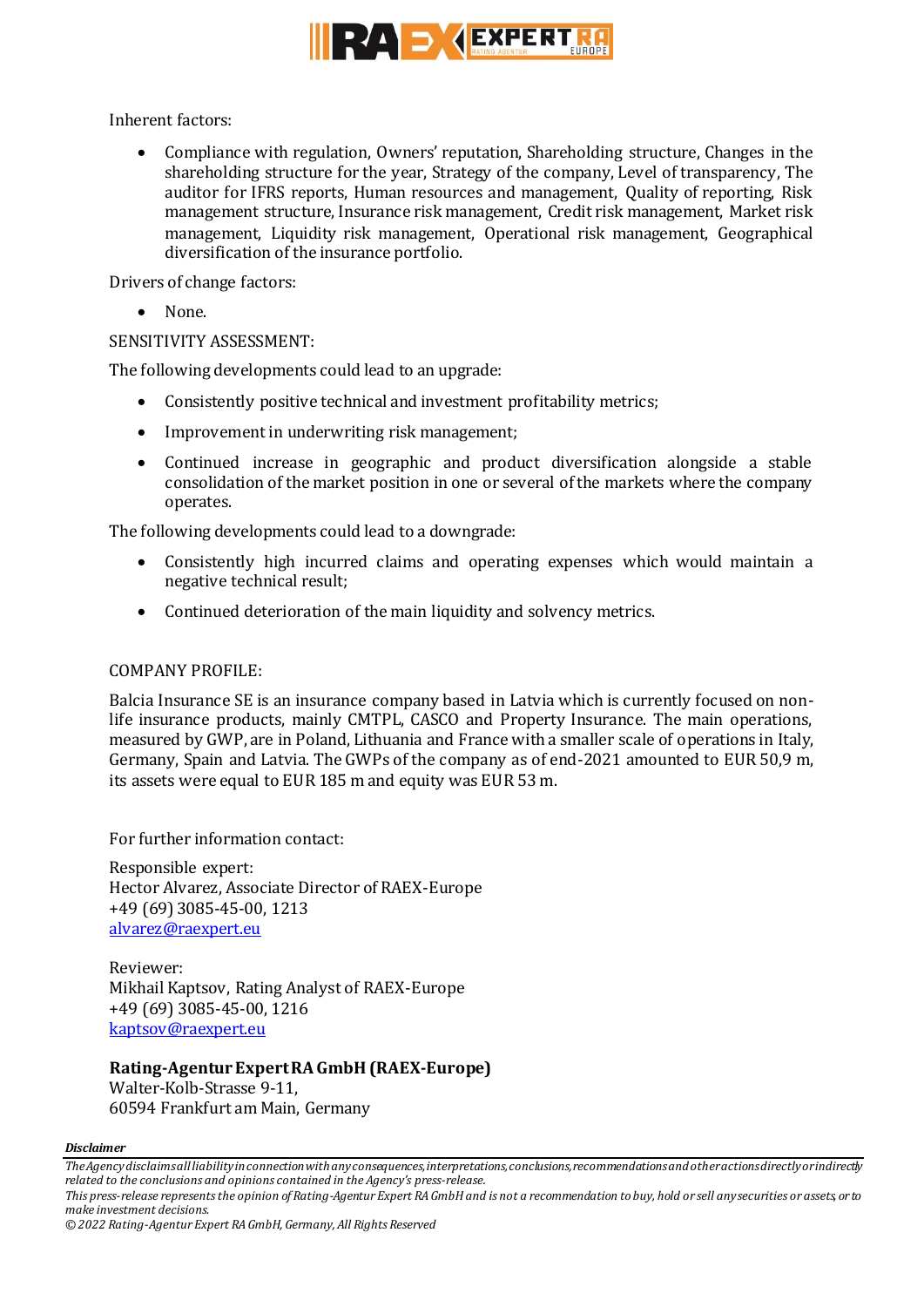Inherent factors:

- Compliance with regulation, Owners' reputation, Shareholding structure, Changes in the shareholding structure for the year, Strategy of the company, Level of transparency, The auditor for IFRS reports, Human resources and management, Quality of reporting, Risk management structure, Insurance risk management, Credit risk management, Market risk management, Liquidity risk management, Operational risk management, Geographical diversification of the insurance portfolio.

Drivers of change factors:

- None.

SENSITIVITY ASSESSMENT:

The following developments could lead to an upgrade:

- Consistently positive technical and investment profitability metrics;
- Improvement in underwriting risk management;
- Continued increase in geographic and product diversification alongside a stable consolidation of the market position in one or several of the markets where the company operates.

The following developments could lead to a downgrade:

- Consistently high incurred claims and operating expenses which would maintain a negative technical result;
- Continued deterioration of the main liquidity and solvency metrics.

COMPANY PROFILE:

Balcia Insurance SE is an insurance company based in Latvia which is currently focused on non-life insurance products, mainly CMTPL, CASCO and Property Insurance. The main operations, measured by GWP, are in Poland, Lithuania and France with a smaller scale of operations in Italy, Germany, Spain and Latvia. The GWPs of the company as of end-2021 amounted to EUR 50,9 m, its assets were equal to EUR 185 m and equity was EUR 53 m.

For further information contact:

Responsible expert:
Hector Alvarez, Associate Director of RAEX-Europe
+49 (69) 3085-45-00, 1213
alvarez@raexpert.eu

Reviewer:
Mikhail Kaptsov, Rating Analyst of RAEX-Europe
+49 (69) 3085-45-00, 1216
kaptsov@raexpert.eu

**Rating-Agentur Expert RA GmbH (RAEX-Europe)**
Walter-Kolb-Strasse 9-11,
60594 Frankfurt am Main, Germany

***Disclaimer***

*The Agency disclaims all liability in connection with any consequences, interpretations, conclusions, recommendations and other actions directly or indirectly related to the conclusions and opinions contained in the Agency's press-release.*

*This press-release represents the opinion of Rating-Agentur Expert RA GmbH and is not a recommendation to buy, hold or sell any securities or assets, or to make investment decisions.*

*© 2022 Rating-Agentur Expert RA GmbH, Germany, All Rights Reserved*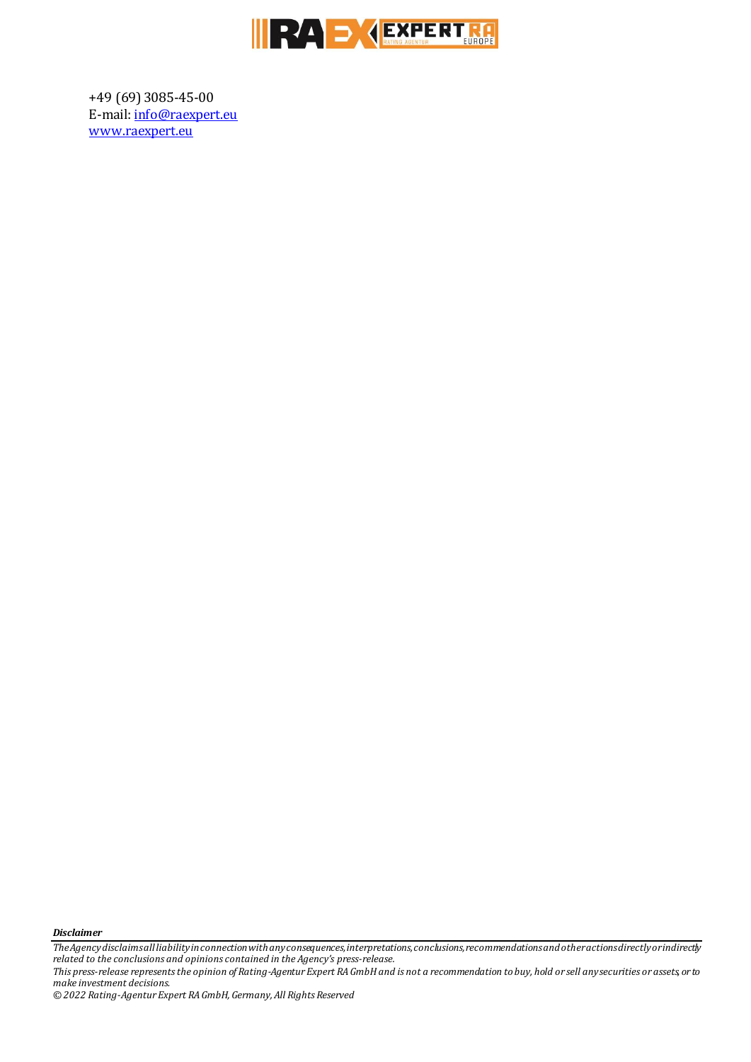+49 (69) 3085-45-00
E-mail: [info@raexpert.eu](mailto:info@raexpert.eu)
[www.raexpert.eu](http://www.raexpert.eu)

***Disclaimer***

*The Agency disclaims all liability in connection with any consequences, interpretations, conclusions, recommendations and other actions directly or indirectly related to the conclusions and opinions contained in the Agency's press-release.*

*This press-release represents the opinion of Rating-Agentur Expert RA GmbH and is not a recommendation to buy, hold or sell any securities or assets, or to make investment decisions.*

*© 2022 Rating-Agentur Expert RA GmbH, Germany, All Rights Reserved*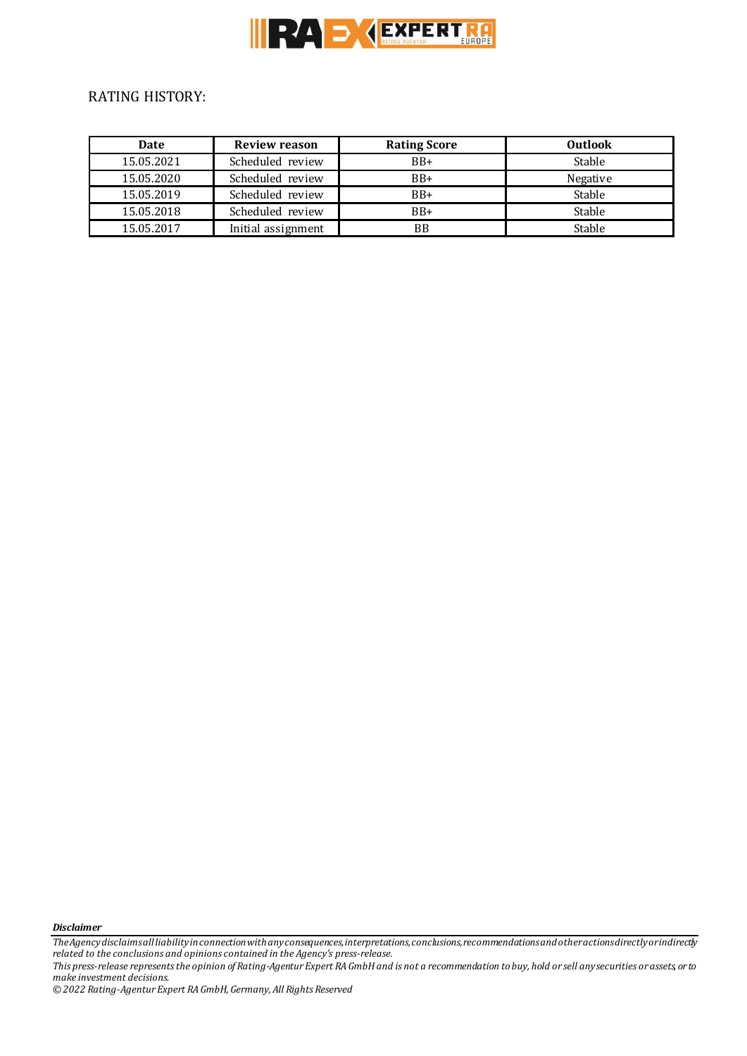RATING HISTORY:

| Date | Review reason | Rating Score | Outlook |
|---|---|---|---|
| 15.05.2021 | Scheduled review | BB+ | Stable |
| 15.05.2020 | Scheduled review | BB+ | Negative |
| 15.05.2019 | Scheduled review | BB+ | Stable |
| 15.05.2018 | Scheduled review | BB+ | Stable |
| 15.05.2017 | Initial assignment | BB | Stable |

***Disclaimer***

*The Agency disclaims all liability in connection with any consequences, interpretations, conclusions, recommendations and other actions directly or indirectly related to the conclusions and opinions contained in the Agency's press-release.*

*This press-release represents the opinion of Rating-Agentur Expert RA GmbH and is not a recommendation to buy, hold or sell any securities or assets, or to make investment decisions.*

*© 2022 Rating-Agentur Expert RA GmbH, Germany, All Rights Reserved*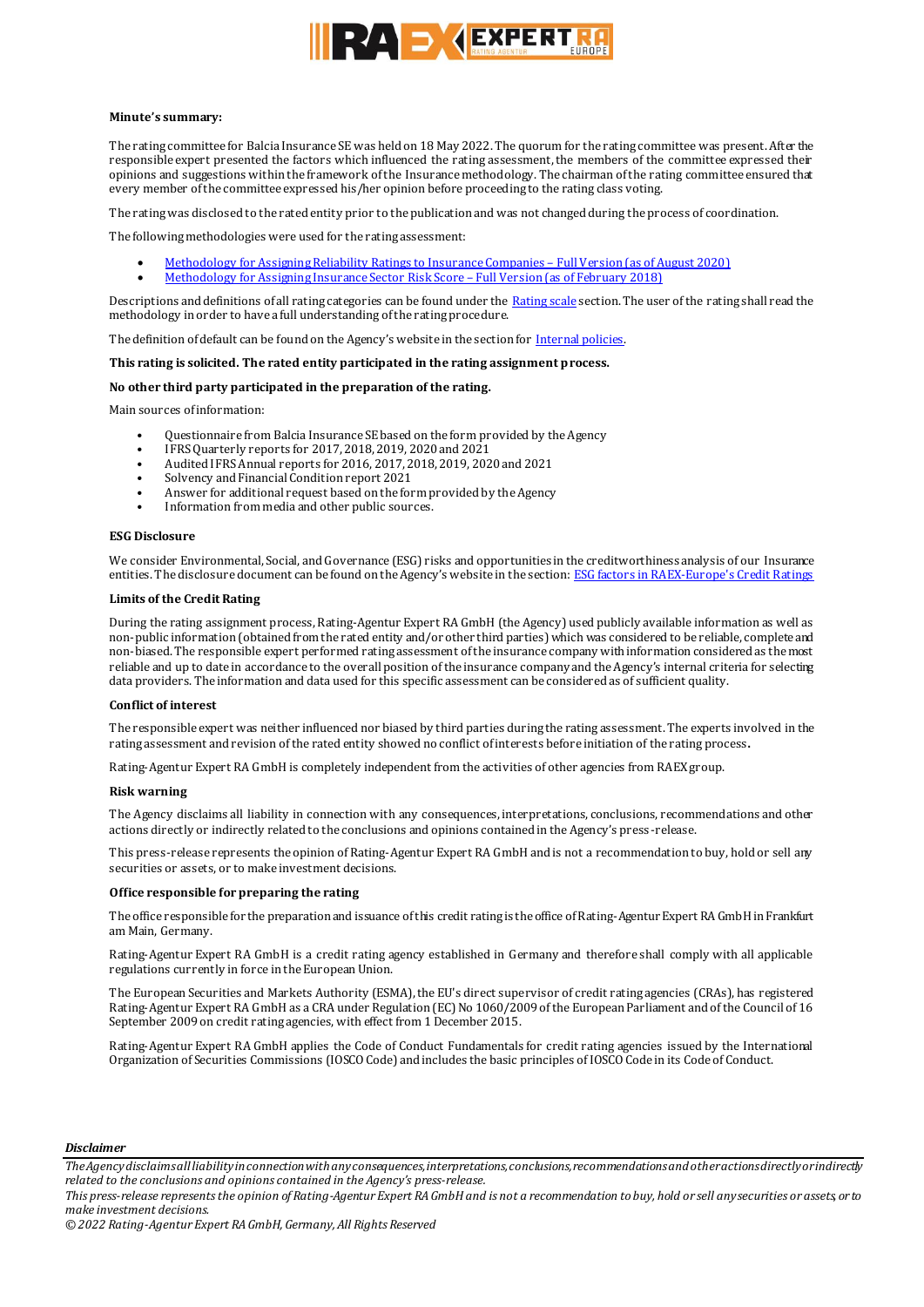**Minute's summary:**

The rating committee for Balcia Insurance SE was held on 18 May 2022. The quorum for the rating committee was present. After the responsible expert presented the factors which influenced the rating assessment, the members of the committee expressed their opinions and suggestions within the framework of the Insurance methodology. The chairman of the rating committee ensured that every member of the committee expressed his/her opinion before proceeding to the rating class voting.

The rating was disclosed to the rated entity prior to the publication and was not changed during the process of coordination.

The following methodologies were used for the rating assessment:

- Methodology for Assigning Reliability Ratings to Insurance Companies – Full Version (as of August 2020)
- Methodology for Assigning Insurance Sector Risk Score – Full Version (as of February 2018)

Descriptions and definitions of all rating categories can be found under the Rating scale section. The user of the rating shall read the methodology in order to have a full understanding of the rating procedure.

The definition of default can be found on the Agency's website in the section for Internal policies.

**This rating is solicited. The rated entity participated in the rating assignment process.**

**No other third party participated in the preparation of the rating.**

Main sources of information:

- Questionnaire from Balcia Insurance SE based on the form provided by the Agency
- IFRS Quarterly reports for 2017, 2018, 2019, 2020 and 2021
- Audited IFRS Annual reports for 2016, 2017, 2018, 2019, 2020 and 2021
- Solvency and Financial Condition report 2021
- Answer for additional request based on the form provided by the Agency
- Information from media and other public sources.

**ESG Disclosure**

We consider Environmental, Social, and Governance (ESG) risks and opportunities in the creditworthiness analysis of our Insurance entities. The disclosure document can be found on the Agency's website in the section: ESG factors in RAEX-Europe's Credit Ratings

**Limits of the Credit Rating**

During the rating assignment process, Rating-Agentur Expert RA GmbH (the Agency) used publicly available information as well as non-public information (obtained from the rated entity and/or other third parties) which was considered to be reliable, complete and non-biased. The responsible expert performed rating assessment of the insurance company with information considered as the most reliable and up to date in accordance to the overall position of the insurance company and the Agency's internal criteria for selecting data providers. The information and data used for this specific assessment can be considered as of sufficient quality.

**Conflict of interest**

The responsible expert was neither influenced nor biased by third parties during the rating assessment. The experts involved in the rating assessment and revision of the rated entity showed no conflict of interests before initiation of the rating process.

Rating-Agentur Expert RA GmbH is completely independent from the activities of other agencies from RAEX group.

**Risk warning**

The Agency disclaims all liability in connection with any consequences, interpretations, conclusions, recommendations and other actions directly or indirectly related to the conclusions and opinions contained in the Agency's press-release.

This press-release represents the opinion of Rating-Agentur Expert RA GmbH and is not a recommendation to buy, hold or sell any securities or assets, or to make investment decisions.

**Office responsible for preparing the rating**

The office responsible for the preparation and issuance of this credit rating is the office of Rating-Agentur Expert RA GmbH in Frankfurt am Main, Germany.

Rating-Agentur Expert RA GmbH is a credit rating agency established in Germany and therefore shall comply with all applicable regulations currently in force in the European Union.

The European Securities and Markets Authority (ESMA), the EU's direct supervisor of credit rating agencies (CRAs), has registered Rating-Agentur Expert RA GmbH as a CRA under Regulation (EC) No 1060/2009 of the European Parliament and of the Council of 16 September 2009 on credit rating agencies, with effect from 1 December 2015.

Rating-Agentur Expert RA GmbH applies the Code of Conduct Fundamentals for credit rating agencies issued by the International Organization of Securities Commissions (IOSCO Code) and includes the basic principles of IOSCO Code in its Code of Conduct.

***Disclaimer***

*The Agency disclaims all liability in connection with any consequences, interpretations, conclusions, recommendations and other actions directly or indirectly related to the conclusions and opinions contained in the Agency's press-release.*
*This press-release represents the opinion of Rating-Agentur Expert RA GmbH and is not a recommendation to buy, hold or sell any securities or assets, or to make investment decisions.*
*© 2022 Rating-Agentur Expert RA GmbH, Germany, All Rights Reserved*